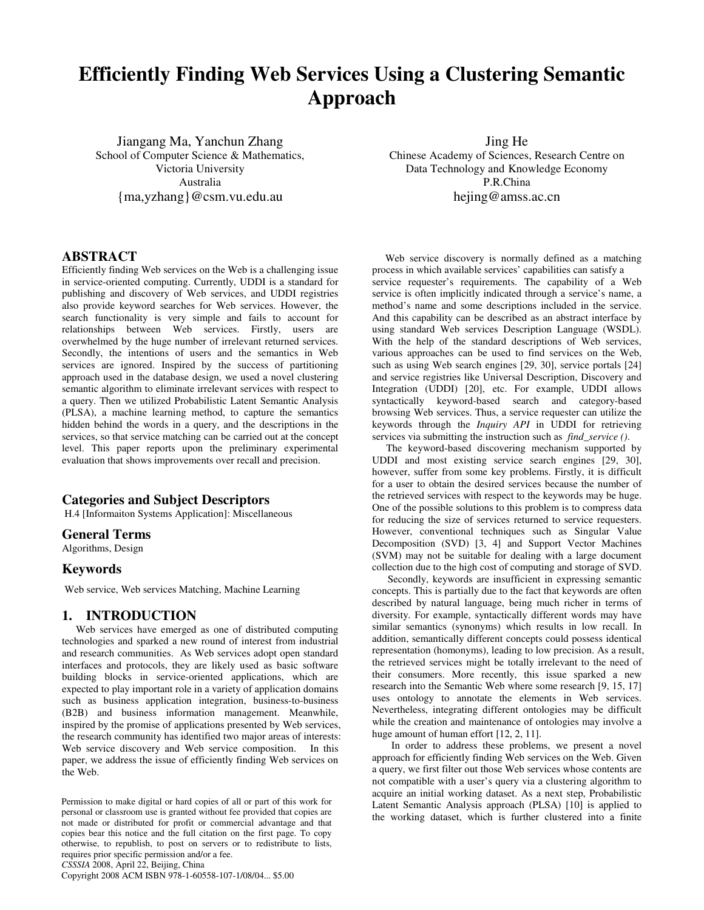# Efficiently Finding Web Services Using a Clustering Semantic Approach

Jiangang Ma, Yanchun Zhang
School of Computer Science & Mathematics,
Victoria University
Australia
{ma,yzhang}@csm.vu.edu.au

Jing He
Chinese Academy of Sciences, Research Centre on Data Technology and Knowledge Economy
P.R.China
hejing@amss.ac.cn

## ABSTRACT

Efficiently finding Web services on the Web is a challenging issue in service-oriented computing. Currently, UDDI is a standard for publishing and discovery of Web services, and UDDI registries also provide keyword searches for Web services. However, the search functionality is very simple and fails to account for relationships between Web services. Firstly, users are overwhelmed by the huge number of irrelevant returned services. Secondly, the intentions of users and the semantics in Web services are ignored. Inspired by the success of partitioning approach used in the database design, we used a novel clustering semantic algorithm to eliminate irrelevant services with respect to a query. Then we utilized Probabilistic Latent Semantic Analysis (PLSA), a machine learning method, to capture the semantics hidden behind the words in a query, and the descriptions in the services, so that service matching can be carried out at the concept level. This paper reports upon the preliminary experimental evaluation that shows improvements over recall and precision.

## Categories and Subject Descriptors

H.4 [Informaiton Systems Application]: Miscellaneous

## General Terms

Algorithms, Design

## Keywords

Web service, Web services Matching, Machine Learning

## 1. INTRODUCTION

Web services have emerged as one of distributed computing technologies and sparked a new round of interest from industrial and research communities. As Web services adopt open standard interfaces and protocols, they are likely used as basic software building blocks in service-oriented applications, which are expected to play important role in a variety of application domains such as business application integration, business-to-business (B2B) and business information management. Meanwhile, inspired by the promise of applications presented by Web services, the research community has identified two major areas of interests: Web service discovery and Web service composition. In this paper, we address the issue of efficiently finding Web services on the Web.

Permission to make digital or hard copies of all or part of this work for personal or classroom use is granted without fee provided that copies are not made or distributed for profit or commercial advantage and that copies bear this notice and the full citation on the first page. To copy otherwise, to republish, to post on servers or to redistribute to lists, requires prior specific permission and/or a fee.
*CSSSIA* 2008, April 22, Beijing, China
Copyright 2008 ACM ISBN 978-1-60558-107-1/08/04... $5.00

Web service discovery is normally defined as a matching process in which available services' capabilities can satisfy a service requester's requirements. The capability of a Web service is often implicitly indicated through a service's name, a method's name and some descriptions included in the service. And this capability can be described as an abstract interface by using standard Web services Description Language (WSDL). With the help of the standard descriptions of Web services, various approaches can be used to find services on the Web, such as using Web search engines [29, 30], service portals [24] and service registries like Universal Description, Discovery and Integration (UDDI) [20], etc. For example, UDDI allows syntactically keyword-based search and category-based browsing Web services. Thus, a service requester can utilize the keywords through the *Inquiry API* in UDDI for retrieving services via submitting the instruction such as *find_service ()*.

The keyword-based discovering mechanism supported by UDDI and most existing service search engines [29, 30], however, suffer from some key problems. Firstly, it is difficult for a user to obtain the desired services because the number of the retrieved services with respect to the keywords may be huge. One of the possible solutions to this problem is to compress data for reducing the size of services returned to service requesters. However, conventional techniques such as Singular Value Decomposition (SVD) [3, 4] and Support Vector Machines (SVM) may not be suitable for dealing with a large document collection due to the high cost of computing and storage of SVD.

Secondly, keywords are insufficient in expressing semantic concepts. This is partially due to the fact that keywords are often described by natural language, being much richer in terms of diversity. For example, syntactically different words may have similar semantics (synonyms) which results in low recall. In addition, semantically different concepts could possess identical representation (homonyms), leading to low precision. As a result, the retrieved services might be totally irrelevant to the need of their consumers. More recently, this issue sparked a new research into the Semantic Web where some research [9, 15, 17] uses ontology to annotate the elements in Web services. Nevertheless, integrating different ontologies may be difficult while the creation and maintenance of ontologies may involve a huge amount of human effort [12, 2, 11].

In order to address these problems, we present a novel approach for efficiently finding Web services on the Web. Given a query, we first filter out those Web services whose contents are not compatible with a user's query via a clustering algorithm to acquire an initial working dataset. As a next step, Probabilistic Latent Semantic Analysis approach (PLSA) [10] is applied to the working dataset, which is further clustered into a finite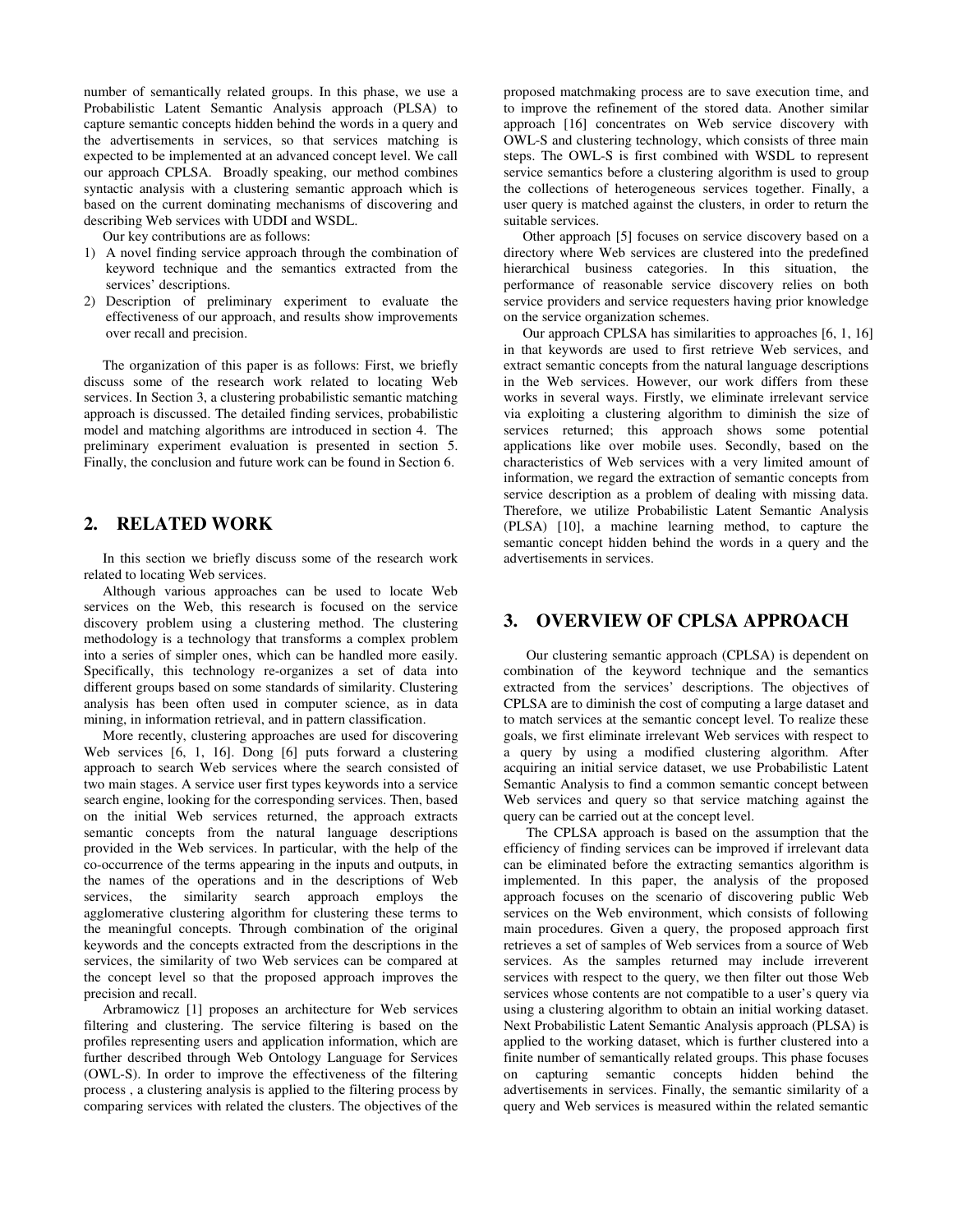number of semantically related groups. In this phase, we use a Probabilistic Latent Semantic Analysis approach (PLSA) to capture semantic concepts hidden behind the words in a query and the advertisements in services, so that services matching is expected to be implemented at an advanced concept level. We call our approach CPLSA. Broadly speaking, our method combines syntactic analysis with a clustering semantic approach which is based on the current dominating mechanisms of discovering and describing Web services with UDDI and WSDL.

Our key contributions are as follows:

1) A novel finding service approach through the combination of keyword technique and the semantics extracted from the services' descriptions.
2) Description of preliminary experiment to evaluate the effectiveness of our approach, and results show improvements over recall and precision.

The organization of this paper is as follows: First, we briefly discuss some of the research work related to locating Web services. In Section 3, a clustering probabilistic semantic matching approach is discussed. The detailed finding services, probabilistic model and matching algorithms are introduced in section 4. The preliminary experiment evaluation is presented in section 5. Finally, the conclusion and future work can be found in Section 6.

## 2. RELATED WORK

In this section we briefly discuss some of the research work related to locating Web services.

Although various approaches can be used to locate Web services on the Web, this research is focused on the service discovery problem using a clustering method. The clustering methodology is a technology that transforms a complex problem into a series of simpler ones, which can be handled more easily. Specifically, this technology re-organizes a set of data into different groups based on some standards of similarity. Clustering analysis has been often used in computer science, as in data mining, in information retrieval, and in pattern classification.

More recently, clustering approaches are used for discovering Web services [6, 1, 16]. Dong [6] puts forward a clustering approach to search Web services where the search consisted of two main stages. A service user first types keywords into a service search engine, looking for the corresponding services. Then, based on the initial Web services returned, the approach extracts semantic concepts from the natural language descriptions provided in the Web services. In particular, with the help of the co-occurrence of the terms appearing in the inputs and outputs, in the names of the operations and in the descriptions of Web services, the similarity search approach employs the agglomerative clustering algorithm for clustering these terms to the meaningful concepts. Through combination of the original keywords and the concepts extracted from the descriptions in the services, the similarity of two Web services can be compared at the concept level so that the proposed approach improves the precision and recall.

Arbramowicz [1] proposes an architecture for Web services filtering and clustering. The service filtering is based on the profiles representing users and application information, which are further described through Web Ontology Language for Services (OWL-S). In order to improve the effectiveness of the filtering process , a clustering analysis is applied to the filtering process by comparing services with related the clusters. The objectives of the proposed matchmaking process are to save execution time, and to improve the refinement of the stored data. Another similar approach [16] concentrates on Web service discovery with OWL-S and clustering technology, which consists of three main steps. The OWL-S is first combined with WSDL to represent service semantics before a clustering algorithm is used to group the collections of heterogeneous services together. Finally, a user query is matched against the clusters, in order to return the suitable services.

Other approach [5] focuses on service discovery based on a directory where Web services are clustered into the predefined hierarchical business categories. In this situation, the performance of reasonable service discovery relies on both service providers and service requesters having prior knowledge on the service organization schemes.

Our approach CPLSA has similarities to approaches [6, 1, 16] in that keywords are used to first retrieve Web services, and extract semantic concepts from the natural language descriptions in the Web services. However, our work differs from these works in several ways. Firstly, we eliminate irrelevant service via exploiting a clustering algorithm to diminish the size of services returned; this approach shows some potential applications like over mobile uses. Secondly, based on the characteristics of Web services with a very limited amount of information, we regard the extraction of semantic concepts from service description as a problem of dealing with missing data. Therefore, we utilize Probabilistic Latent Semantic Analysis (PLSA) [10], a machine learning method, to capture the semantic concept hidden behind the words in a query and the advertisements in services.

## 3. OVERVIEW OF CPLSA APPROACH

Our clustering semantic approach (CPLSA) is dependent on combination of the keyword technique and the semantics extracted from the services' descriptions. The objectives of CPLSA are to diminish the cost of computing a large dataset and to match services at the semantic concept level. To realize these goals, we first eliminate irrelevant Web services with respect to a query by using a modified clustering algorithm. After acquiring an initial service dataset, we use Probabilistic Latent Semantic Analysis to find a common semantic concept between Web services and query so that service matching against the query can be carried out at the concept level.

The CPLSA approach is based on the assumption that the efficiency of finding services can be improved if irrelevant data can be eliminated before the extracting semantics algorithm is implemented. In this paper, the analysis of the proposed approach focuses on the scenario of discovering public Web services on the Web environment, which consists of following main procedures. Given a query, the proposed approach first retrieves a set of samples of Web services from a source of Web services. As the samples returned may include irreverent services with respect to the query, we then filter out those Web services whose contents are not compatible to a user's query via using a clustering algorithm to obtain an initial working dataset. Next Probabilistic Latent Semantic Analysis approach (PLSA) is applied to the working dataset, which is further clustered into a finite number of semantically related groups. This phase focuses on capturing semantic concepts hidden behind the advertisements in services. Finally, the semantic similarity of a query and Web services is measured within the related semantic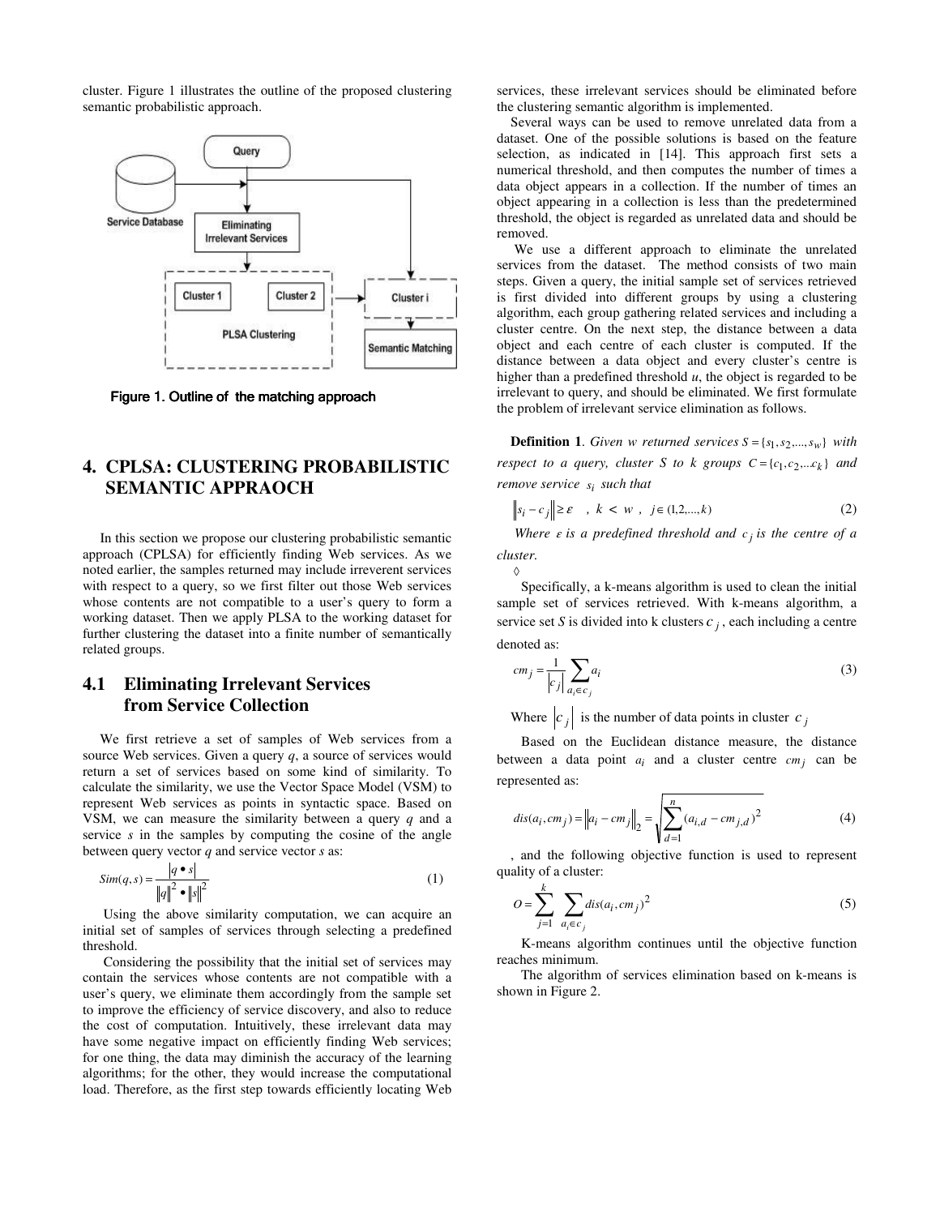cluster. Figure 1 illustrates the outline of the proposed clustering semantic probabilistic approach.

Figure 1. Outline of the matching approach

## 4. CPLSA: CLUSTERING PROBABILISTIC SEMANTIC APPRAOCH

In this section we propose our clustering probabilistic semantic approach (CPLSA) for efficiently finding Web services. As we noted earlier, the samples returned may include irreverent services with respect to a query, so we first filter out those Web services whose contents are not compatible to a user's query to form a working dataset. Then we apply PLSA to the working dataset for further clustering the dataset into a finite number of semantically related groups.

### 4.1 Eliminating Irrelevant Services from Service Collection

We first retrieve a set of samples of Web services from a source Web services. Given a query *q*, a source of services would return a set of services based on some kind of similarity. To calculate the similarity, we use the Vector Space Model (VSM) to represent Web services as points in syntactic space. Based on VSM, we can measure the similarity between a query *q* and a service *s* in the samples by computing the cosine of the angle between query vector *q* and service vector *s* as:

$$Sim(q,s) = \frac{|q \bullet s|}{\|q\|^2 \bullet \|s\|^2} \tag{1}$$

Using the above similarity computation, we can acquire an initial set of samples of services through selecting a predefined threshold.

Considering the possibility that the initial set of services may contain the services whose contents are not compatible with a user's query, we eliminate them accordingly from the sample set to improve the efficiency of service discovery, and also to reduce the cost of computation. Intuitively, these irrelevant data may have some negative impact on efficiently finding Web services; for one thing, the data may diminish the accuracy of the learning algorithms; for the other, they would increase the computational load. Therefore, as the first step towards efficiently locating Web services, these irrelevant services should be eliminated before the clustering semantic algorithm is implemented.

Several ways can be used to remove unrelated data from a dataset. One of the possible solutions is based on the feature selection, as indicated in [14]. This approach first sets a numerical threshold, and then computes the number of times a data object appears in a collection. If the number of times an object appearing in a collection is less than the predetermined threshold, the object is regarded as unrelated data and should be removed.

We use a different approach to eliminate the unrelated services from the dataset. The method consists of two main steps. Given a query, the initial sample set of services retrieved is first divided into different groups by using a clustering algorithm, each group gathering related services and including a cluster centre. On the next step, the distance between a data object and each centre of each cluster is computed. If the distance between a data object and every cluster's centre is higher than a predefined threshold *u*, the object is regarded to be irrelevant to query, and should be eliminated. We first formulate the problem of irrelevant service elimination as follows.

**Definition 1**. *Given w returned services $S = \{s_1, s_2, ..., s_w\}$ with respect to a query, cluster S to k groups $C = \{c_1, c_2, ... c_k\}$ and remove service $s_i$ such that*

$$\|s_i - c_j\| \geq \varepsilon \quad , \; k < w \; , \; j \in (1,2,...,k) \tag{2}$$

*Where $\varepsilon$ is a predefined threshold and $c_j$ is the centre of a cluster.*

◊

Specifically, a k-means algorithm is used to clean the initial sample set of services retrieved. With k-means algorithm, a service set *S* is divided into k clusters $c_j$, each including a centre denoted as:

$$cm_j = \frac{1}{|c_j|} \sum_{a_i \in c_j} a_i \tag{3}$$

Where $|c_j|$ is the number of data points in cluster $c_j$

Based on the Euclidean distance measure, the distance between a data point $a_i$ and a cluster centre $cm_j$ can be represented as:

$$dis(a_i, cm_j) = \|a_i - cm_j\|_2 = \sqrt{\sum_{d=1}^{n} (a_{i,d} - cm_{j,d})^2} \tag{4}$$

, and the following objective function is used to represent quality of a cluster:

$$O = \sum_{j=1}^{k} \sum_{a_i \in c_j} dis(a_i, cm_j)^2 \tag{5}$$

K-means algorithm continues until the objective function reaches minimum.

The algorithm of services elimination based on k-means is shown in Figure 2.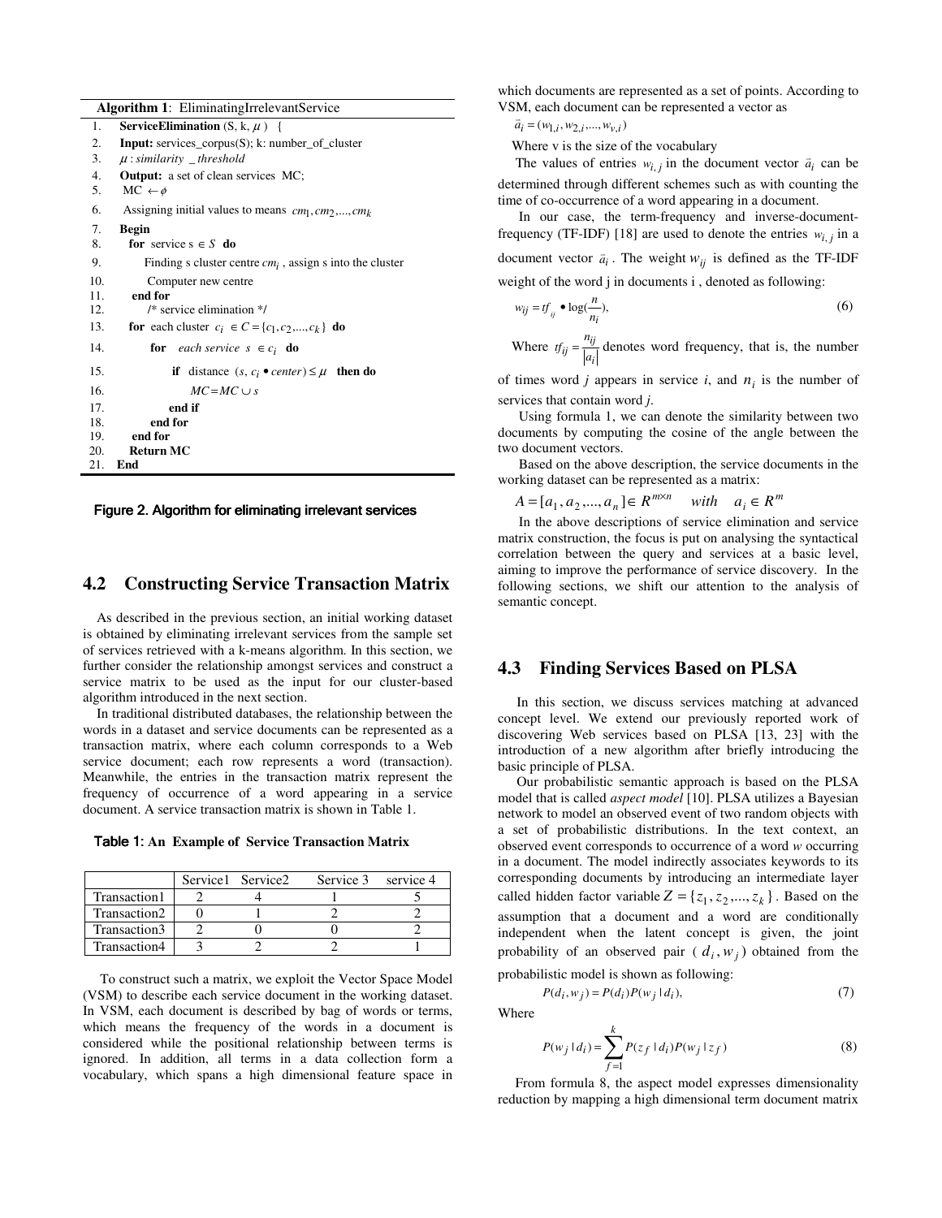**Algorithm 1**: EliminatingIrrelevantService

```
1.   ServiceElimination (S, k, μ )  {
2.   Input: services_corpus(S); k: number_of_cluster
3.   μ : similarity _threshold
4.   Output: a set of clean services MC;
5.   MC ← φ
6.   Assigning initial values to means cm1, cm2,..., cmk
7.   Begin
8.     for service s ∈ S do
9.        Finding s cluster centre cmi , assign s into the cluster
10.        Computer new centre
11.    end for
12.       /* service elimination */
13.    for each cluster ci ∈ C = {c1, c2,..., ck} do
14.       for each service s ∈ ci do
15.          if distance (s, ci • center) ≤ μ then do
16.             MC = MC ∪ s
17.          end if
18.       end for
19.    end for
20.    Return MC
21.  End
```

Figure 2. Algorithm for eliminating irrelevant services

## 4.2 Constructing Service Transaction Matrix

As described in the previous section, an initial working dataset is obtained by eliminating irrelevant services from the sample set of services retrieved with a k-means algorithm. In this section, we further consider the relationship amongst services and construct a service matrix to be used as the input for our cluster-based algorithm introduced in the next section.

In traditional distributed databases, the relationship between the words in a dataset and service documents can be represented as a transaction matrix, where each column corresponds to a Web service document; each row represents a word (transaction). Meanwhile, the entries in the transaction matrix represent the frequency of occurrence of a word appearing in a service document. A service transaction matrix is shown in Table 1.

**Table 1: An Example of Service Transaction Matrix**

| | Service1 | Service2 | Service 3 | service 4 |
|---|---|---|---|---|
| Transaction1 | 2 | 4 | 1 | 5 |
| Transaction2 | 0 | 1 | 2 | 2 |
| Transaction3 | 2 | 0 | 0 | 2 |
| Transaction4 | 3 | 2 | 2 | 1 |

To construct such a matrix, we exploit the Vector Space Model (VSM) to describe each service document in the working dataset. In VSM, each document is described by bag of words or terms, which means the frequency of the words in a document is considered while the positional relationship between terms is ignored. In addition, all terms in a data collection form a vocabulary, which spans a high dimensional feature space in which documents are represented as a set of points. According to VSM, each document can be represented a vector as

$\vec{a}_i = (w_{1,i}, w_{2,i}, ..., w_{v,i})$

Where v is the size of the vocabulary

The values of entries $w_{i,j}$ in the document vector $\vec{a}_i$ can be determined through different schemes such as with counting the time of co-occurrence of a word appearing in a document.

In our case, the term-frequency and inverse-document-frequency (TF-IDF) [18] are used to denote the entries $w_{i,j}$ in a document vector $\vec{a}_i$. The weight $w_{ij}$ is defined as the TF-IDF weight of the word j in documents i , denoted as following:

$$w_{ij} = tf_{ij} \bullet \log(\frac{n}{n_i}), \tag{6}$$

Where $tf_{ij} = \frac{n_{ij}}{|a_i|}$ denotes word frequency, that is, the number of times word *j* appears in service *i*, and $n_i$ is the number of services that contain word *j*.

Using formula 1, we can denote the similarity between two documents by computing the cosine of the angle between the two document vectors.

Based on the above description, the service documents in the working dataset can be represented as a matrix:

$$A = [a_1, a_2, ..., a_n] \in R^{m \times n} \quad with \quad a_i \in R^m$$

In the above descriptions of service elimination and service matrix construction, the focus is put on analysing the syntactical correlation between the query and services at a basic level, aiming to improve the performance of service discovery. In the following sections, we shift our attention to the analysis of semantic concept.

## 4.3 Finding Services Based on PLSA

In this section, we discuss services matching at advanced concept level. We extend our previously reported work of discovering Web services based on PLSA [13, 23] with the introduction of a new algorithm after briefly introducing the basic principle of PLSA.

Our probabilistic semantic approach is based on the PLSA model that is called *aspect model* [10]. PLSA utilizes a Bayesian network to model an observed event of two random objects with a set of probabilistic distributions. In the text context, an observed event corresponds to occurrence of a word *w* occurring in a document. The model indirectly associates keywords to its corresponding documents by introducing an intermediate layer called hidden factor variable $Z = \{z_1, z_2, ..., z_k\}$. Based on the assumption that a document and a word are conditionally independent when the latent concept is given, the joint probability of an observed pair ( $d_i, w_j$ ) obtained from the probabilistic model is shown as following:

$$P(d_i, w_j) = P(d_i)P(w_j \mid d_i), \tag{7}$$

Where

$$P(w_j \mid d_i) = \sum_{f=1}^{k} P(z_f \mid d_i)P(w_j \mid z_f) \tag{8}$$

From formula 8, the aspect model expresses dimensionality reduction by mapping a high dimensional term document matrix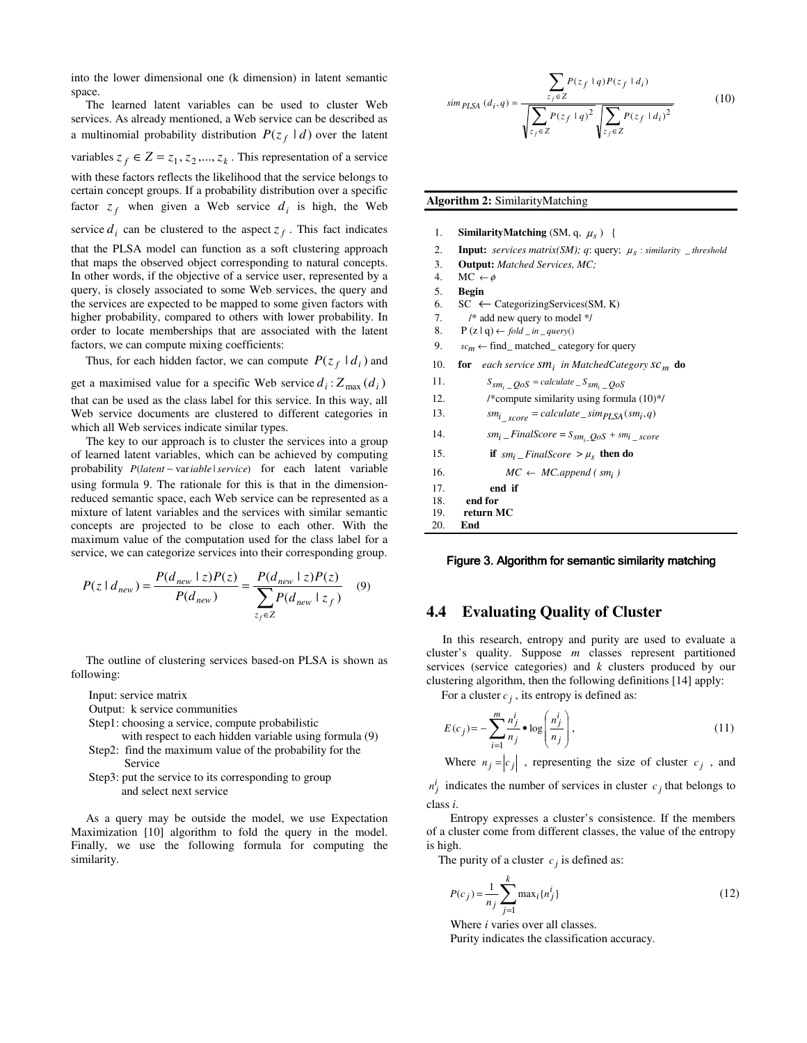into the lower dimensional one (k dimension) in latent semantic space.

The learned latent variables can be used to cluster Web services. As already mentioned, a Web service can be described as a multinomial probability distribution $P(z_f \mid d)$ over the latent variables $z_f \in Z = z_1, z_2, ..., z_k$. This representation of a service with these factors reflects the likelihood that the service belongs to certain concept groups. If a probability distribution over a specific factor $z_f$ when given a Web service $d_i$ is high, the Web service $d_i$ can be clustered to the aspect $z_f$. This fact indicates that the PLSA model can function as a soft clustering approach that maps the observed object corresponding to natural concepts. In other words, if the objective of a service user, represented by a query, is closely associated to some Web services, the query and the services are expected to be mapped to some given factors with higher probability, compared to others with lower probability. In order to locate memberships that are associated with the latent factors, we can compute mixing coefficients:

Thus, for each hidden factor, we can compute $P(z_f \mid d_i)$ and get a maximised value for a specific Web service $d_i : Z_{\max}(d_i)$ that can be used as the class label for this service. In this way, all Web service documents are clustered to different categories in which all Web services indicate similar types.

The key to our approach is to cluster the services into a group of learned latent variables, which can be achieved by computing probability $P(latent-variable \mid service)$ for each latent variable using formula 9. The rationale for this is that in the dimension-reduced semantic space, each Web service can be represented as a mixture of latent variables and the services with similar semantic concepts are projected to be close to each other. With the maximum value of the computation used for the class label for a service, we can categorize services into their corresponding group.

$$P(z \mid d_{new}) = \frac{P(d_{new} \mid z)P(z)}{P(d_{new})} = \frac{P(d_{new} \mid z)P(z)}{\sum_{z_f \in Z} P(d_{new} \mid z_f)} \qquad (9)$$

The outline of clustering services based-on PLSA is shown as following:

Input: service matrix
Output: k service communities
Step1: choosing a service, compute probabilistic with respect to each hidden variable using formula (9)
Step2: find the maximum value of the probability for the Service
Step3: put the service to its corresponding group and select next service

As a query may be outside the model, we use Expectation Maximization [10] algorithm to fold the query in the model. Finally, we use the following formula for computing the similarity.

$$sim_{PLSA}(d_i, q) = \frac{\sum_{z_f \in Z} P(z_f \mid q) P(z_f \mid d_i)}{\sqrt{\sum_{z_f \in Z} P(z_f \mid q)^2} \sqrt{\sum_{z_f \in Z} P(z_f \mid d_i)^2}} \qquad (10)$$

**Algorithm 2:** SimilarityMatching

```
1.  SimilarityMatching (SM, q, μs )  {
2.  Input: services matrix(SM); q: query; μs : similarity_threshold
3.  Output: Matched Services, MC;
4.  MC ← φ
5.  Begin
6.  SC ← CategorizingServices(SM, K)
7.     /* add new query to model */
8.  P (z | q) ← fold_in_query()
9.  sc_m ← find_ matched_ category for query
10. for  each service sm_i in MatchedCategory sc_m do
11.        S_{sm_i_QoS} = calculate_S_{sm_i_QoS}
12.        /*compute similarity using formula (10)*/
13.        sm_i_score = calculate_sim_PLSA(sm_i, q)
14.        sm_i_FinalScore = S_{sm_i_QoS} + sm_i_score
15.        if  sm_i_FinalScore > μs then do
16.              MC ← MC.append ( sm_i )
17.        end if
18.   end for
19.   return MC
20. End
```

Figure 3. Algorithm for semantic similarity matching

## 4.4 Evaluating Quality of Cluster

In this research, entropy and purity are used to evaluate a cluster's quality. Suppose *m* classes represent partitioned services (service categories) and *k* clusters produced by our clustering algorithm, then the following definitions [14] apply:

For a cluster $c_j$, its entropy is defined as:

$$E(c_j) = -\sum_{i=1}^{m} \frac{n_j^i}{n_j} \bullet \log\left(\frac{n_j^i}{n_j}\right), \qquad (11)$$

Where $n_j = |c_j|$, representing the size of cluster $c_j$, and $n_j^i$ indicates the number of services in cluster $c_j$ that belongs to class *i*.

Entropy expresses a cluster's consistence. If the members of a cluster come from different classes, the value of the entropy is high.

The purity of a cluster $c_j$ is defined as:

$$P(c_j) = \frac{1}{n_j} \sum_{j=1}^{k} \max_i \{n_j^i\} \qquad (12)$$

Where *i* varies over all classes.

Purity indicates the classification accuracy.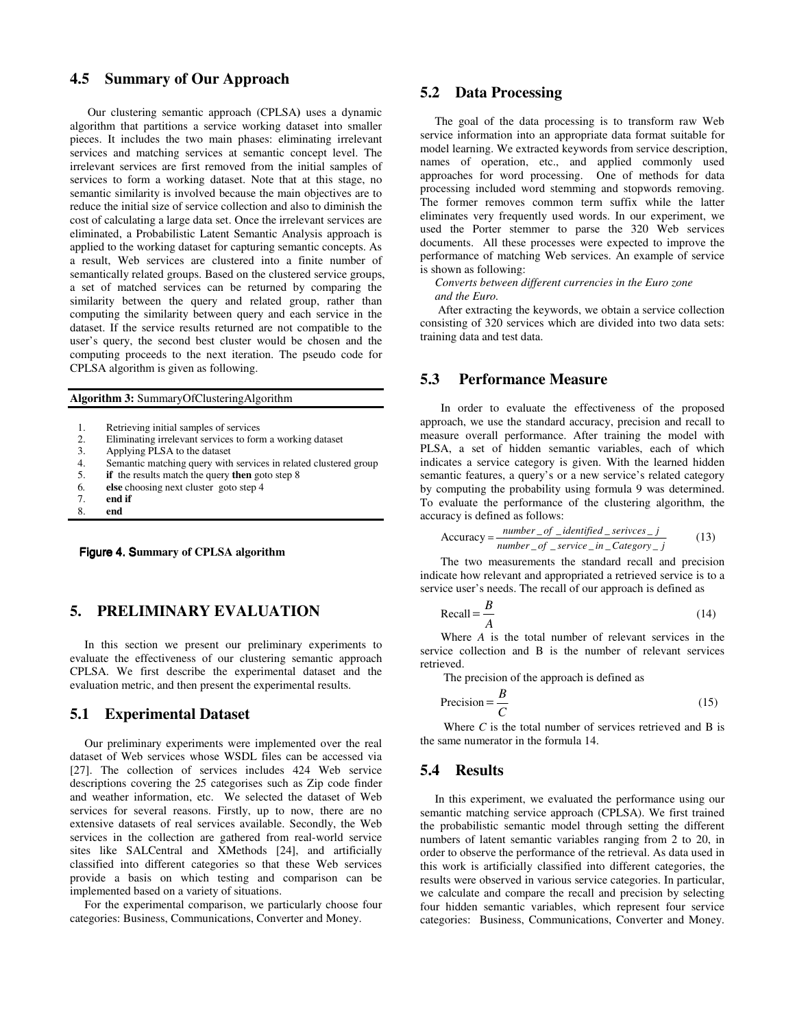## 4.5 Summary of Our Approach

Our clustering semantic approach (CPLSA) uses a dynamic algorithm that partitions a service working dataset into smaller pieces. It includes the two main phases: eliminating irrelevant services and matching services at semantic concept level. The irrelevant services are first removed from the initial samples of services to form a working dataset. Note that at this stage, no semantic similarity is involved because the main objectives are to reduce the initial size of service collection and also to diminish the cost of calculating a large data set. Once the irrelevant services are eliminated, a Probabilistic Latent Semantic Analysis approach is applied to the working dataset for capturing semantic concepts. As a result, Web services are clustered into a finite number of semantically related groups. Based on the clustered service groups, a set of matched services can be returned by comparing the similarity between the query and related group, rather than computing the similarity between query and each service in the dataset. If the service results returned are not compatible to the user's query, the second best cluster would be chosen and the computing proceeds to the next iteration. The pseudo code for CPLSA algorithm is given as following.

**Algorithm 3:** SummaryOfClusteringAlgorithm

```
1.    Retrieving initial samples of services
2.    Eliminating irrelevant services to form a working dataset
3.    Applying PLSA to the dataset
4.    Semantic matching query with services in related clustered group
5.    if  the results match the query then goto step 8
6.    else choosing next cluster  goto step 4
7.    end if
8.    end
```

**Figure 4. Summary of CPLSA algorithm**

## 5. PRELIMINARY EVALUATION

In this section we present our preliminary experiments to evaluate the effectiveness of our clustering semantic approach CPLSA. We first describe the experimental dataset and the evaluation metric, and then present the experimental results.

### 5.1 Experimental Dataset

Our preliminary experiments were implemented over the real dataset of Web services whose WSDL files can be accessed via [27]. The collection of services includes 424 Web service descriptions covering the 25 categorises such as Zip code finder and weather information, etc. We selected the dataset of Web services for several reasons. Firstly, up to now, there are no extensive datasets of real services available. Secondly, the Web services in the collection are gathered from real-world service sites like SALCentral and XMethods [24], and artificially classified into different categories so that these Web services provide a basis on which testing and comparison can be implemented based on a variety of situations.

For the experimental comparison, we particularly choose four categories: Business, Communications, Converter and Money.

### 5.2 Data Processing

The goal of the data processing is to transform raw Web service information into an appropriate data format suitable for model learning. We extracted keywords from service description, names of operation, etc., and applied commonly used approaches for word processing. One of methods for data processing included word stemming and stopwords removing. The former removes common term suffix while the latter eliminates very frequently used words. In our experiment, we used the Porter stemmer to parse the 320 Web services documents. All these processes were expected to improve the performance of matching Web services. An example of service is shown as following:

*Converts between different currencies in the Euro zone and the Euro.*

After extracting the keywords, we obtain a service collection consisting of 320 services which are divided into two data sets: training data and test data.

### 5.3 Performance Measure

In order to evaluate the effectiveness of the proposed approach, we use the standard accuracy, precision and recall to measure overall performance. After training the model with PLSA, a set of hidden semantic variables, each of which indicates a service category is given. With the learned hidden semantic features, a query's or a new service's related category by computing the probability using formula 9 was determined. To evaluate the performance of the clustering algorithm, the accuracy is defined as follows:

$$\text{Accuracy} = \frac{number\_of\_identified\_serivces\_j}{number\_of\_service\_in\_Category\_j} \quad (13)$$

The two measurements the standard recall and precision indicate how relevant and appropriated a retrieved service is to a service user's needs. The recall of our approach is defined as

$$\text{Recall} = \frac{B}{A} \quad (14)$$

Where $A$ is the total number of relevant services in the service collection and B is the number of relevant services retrieved.

The precision of the approach is defined as

$$\text{Precision} = \frac{B}{C} \quad (15)$$

Where $C$ is the total number of services retrieved and B is the same numerator in the formula 14.

### 5.4 Results

In this experiment, we evaluated the performance using our semantic matching service approach (CPLSA). We first trained the probabilistic semantic model through setting the different numbers of latent semantic variables ranging from 2 to 20, in order to observe the performance of the retrieval. As data used in this work is artificially classified into different categories, the results were observed in various service categories. In particular, we calculate and compare the recall and precision by selecting four hidden semantic variables, which represent four service categories: Business, Communications, Converter and Money.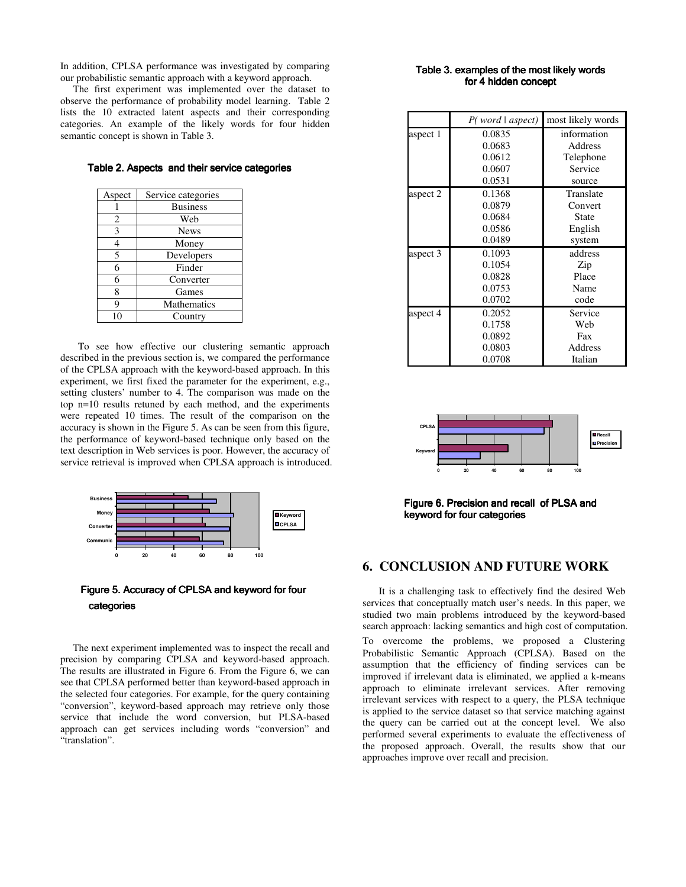In addition, CPLSA performance was investigated by comparing our probabilistic semantic approach with a keyword approach.

The first experiment was implemented over the dataset to observe the performance of probability model learning. Table 2 lists the 10 extracted latent aspects and their corresponding categories. An example of the likely words for four hidden semantic concept is shown in Table 3.

**Table 2. Aspects and their service categories**

| Aspect | Service categories |
|---|---|
| 1 | Business |
| 2 | Web |
| 3 | News |
| 4 | Money |
| 5 | Developers |
| 6 | Finder |
| 6 | Converter |
| 8 | Games |
| 9 | Mathematics |
| 10 | Country |

To see how effective our clustering semantic approach described in the previous section is, we compared the performance of the CPLSA approach with the keyword-based approach. In this experiment, we first fixed the parameter for the experiment, e.g., setting clusters' number to 4. The comparison was made on the top n=10 results retuned by each method, and the experiments were repeated 10 times. The result of the comparison on the accuracy is shown in the Figure 5. As can be seen from this figure, the performance of keyword-based technique only based on the text description in Web services is poor. However, the accuracy of service retrieval is improved when CPLSA approach is introduced.

Figure 5. Accuracy of CPLSA and keyword for four categories

The next experiment implemented was to inspect the recall and precision by comparing CPLSA and keyword-based approach. The results are illustrated in Figure 6. From the Figure 6, we can see that CPLSA performed better than keyword-based approach in the selected four categories. For example, for the query containing "conversion", keyword-based approach may retrieve only those service that include the word conversion, but PLSA-based approach can get services including words "conversion" and "translation".

**Table 3. examples of the most likely words for 4 hidden concept**

| | $P(\, word \mid aspect)$ | most likely words |
|---|---|---|
| aspect 1 | 0.0835 | information |
| | 0.0683 | Address |
| | 0.0612 | Telephone |
| | 0.0607 | Service |
| | 0.0531 | source |
| aspect 2 | 0.1368 | Translate |
| | 0.0879 | Convert |
| | 0.0684 | State |
| | 0.0586 | English |
| | 0.0489 | system |
| aspect 3 | 0.1093 | address |
| | 0.1054 | Zip |
| | 0.0828 | Place |
| | 0.0753 | Name |
| | 0.0702 | code |
| aspect 4 | 0.2052 | Service |
| | 0.1758 | Web |
| | 0.0892 | Fax |
| | 0.0803 | Address |
| | 0.0708 | Italian |

Figure 6. Precision and recall of PLSA and keyword for four categories

## 6. CONCLUSION AND FUTURE WORK

It is a challenging task to effectively find the desired Web services that conceptually match user's needs. In this paper, we studied two main problems introduced by the keyword-based search approach: lacking semantics and high cost of computation. To overcome the problems, we proposed a Clustering Probabilistic Semantic Approach (CPLSA). Based on the assumption that the efficiency of finding services can be improved if irrelevant data is eliminated, we applied a k-means approach to eliminate irrelevant services. After removing irrelevant services with respect to a query, the PLSA technique is applied to the service dataset so that service matching against the query can be carried out at the concept level. We also performed several experiments to evaluate the effectiveness of the proposed approach. Overall, the results show that our approaches improve over recall and precision.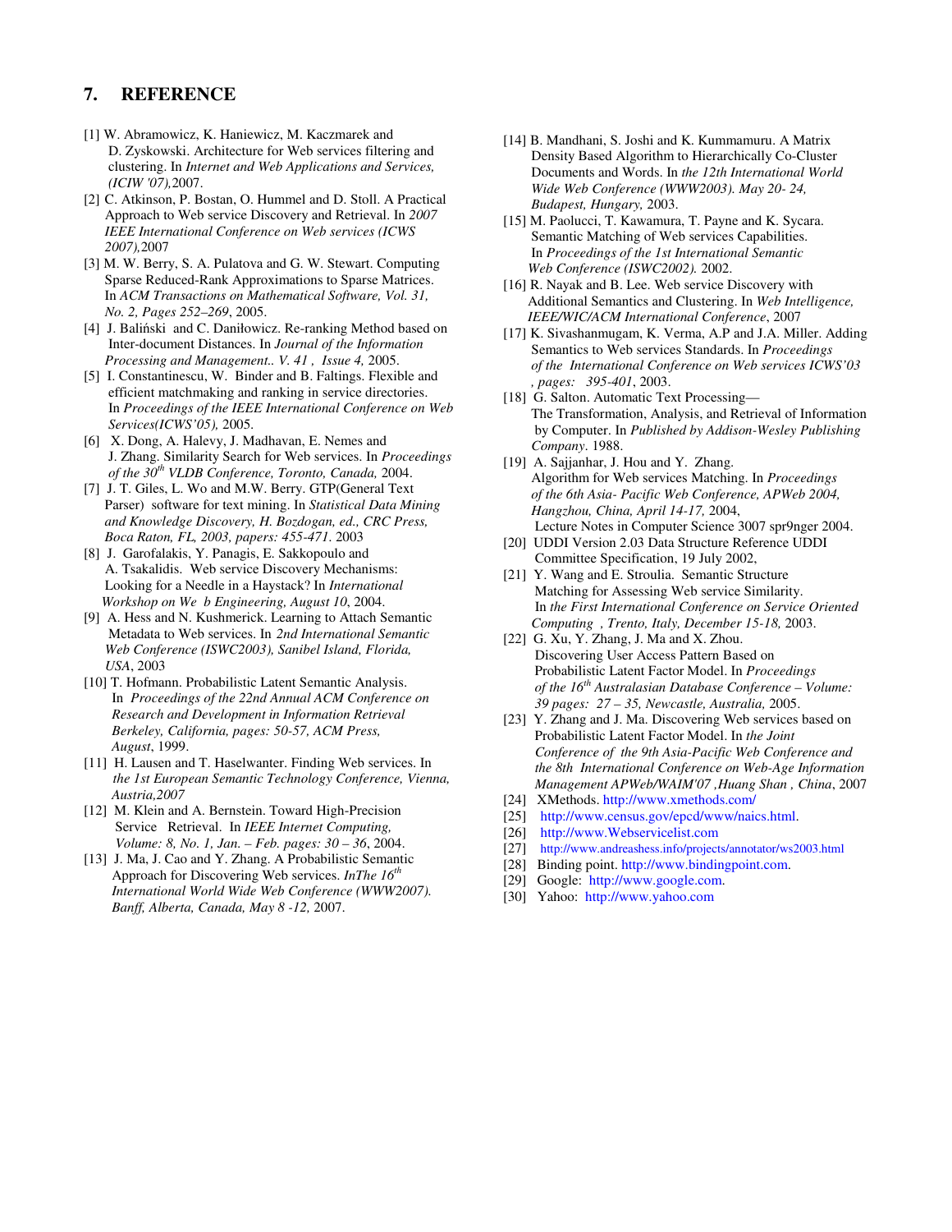## 7. REFERENCE

[1] W. Abramowicz, K. Haniewicz, M. Kaczmarek and D. Zyskowski. Architecture for Web services filtering and clustering. In *Internet and Web Applications and Services, (ICIW '07),*2007.

[2] C. Atkinson, P. Bostan, O. Hummel and D. Stoll. A Practical Approach to Web service Discovery and Retrieval. In *2007 IEEE International Conference on Web services (ICWS 2007),*2007

[3] M. W. Berry, S. A. Pulatova and G. W. Stewart. Computing Sparse Reduced-Rank Approximations to Sparse Matrices. In *ACM Transactions on Mathematical Software, Vol. 31, No. 2, Pages 252–269*, 2005.

[4] J. Baliński and C. Daniłowicz. Re-ranking Method based on Inter-document Distances. In *Journal of the Information Processing and Management.. V. 41 , Issue 4,* 2005.

[5] I. Constantinescu, W. Binder and B. Faltings. Flexible and efficient matchmaking and ranking in service directories. In *Proceedings of the IEEE International Conference on Web Services(ICWS'05),* 2005.

[6] X. Dong, A. Halevy, J. Madhavan, E. Nemes and J. Zhang. Similarity Search for Web services. In *Proceedings of the 30th VLDB Conference, Toronto, Canada,* 2004.

[7] J. T. Giles, L. Wo and M.W. Berry. GTP(General Text Parser) software for text mining. In *Statistical Data Mining and Knowledge Discovery, H. Bozdogan, ed., CRC Press, Boca Raton, FL, 2003, papers: 455-471*. 2003

[8] J. Garofalakis, Y. Panagis, E. Sakkopoulo and A. Tsakalidis. Web service Discovery Mechanisms: Looking for a Needle in a Haystack? In *International Workshop on We b Engineering, August 10*, 2004.

[9] A. Hess and N. Kushmerick. Learning to Attach Semantic Metadata to Web services. In *2nd International Semantic Web Conference (ISWC2003), Sanibel Island, Florida, USA*, 2003

[10] T. Hofmann. Probabilistic Latent Semantic Analysis. In *Proceedings of the 22nd Annual ACM Conference on Research and Development in Information Retrieval Berkeley, California, pages: 50-57, ACM Press, August*, 1999.

[11] H. Lausen and T. Haselwanter. Finding Web services. In *the 1st European Semantic Technology Conference, Vienna, Austria,2007*

[12] M. Klein and A. Bernstein. Toward High-Precision Service Retrieval. In *IEEE Internet Computing, Volume: 8, No. 1, Jan. – Feb. pages: 30 – 36*, 2004.

[13] J. Ma, J. Cao and Y. Zhang. A Probabilistic Semantic Approach for Discovering Web services. *InThe 16th International World Wide Web Conference (WWW2007). Banff, Alberta, Canada, May 8 -12,* 2007.

[14] B. Mandhani, S. Joshi and K. Kummamuru. A Matrix Density Based Algorithm to Hierarchically Co-Cluster Documents and Words. In *the 12th International World Wide Web Conference (WWW2003). May 20- 24, Budapest, Hungary,* 2003.

[15] M. Paolucci, T. Kawamura, T. Payne and K. Sycara. Semantic Matching of Web services Capabilities. In *Proceedings of the 1st International Semantic Web Conference (ISWC2002).* 2002.

[16] R. Nayak and B. Lee. Web service Discovery with Additional Semantics and Clustering. In *Web Intelligence, IEEE/WIC/ACM International Conference*, 2007

[17] K. Sivashanmugam, K. Verma, A.P and J.A. Miller. Adding Semantics to Web services Standards. In *Proceedings of the International Conference on Web services ICWS'03 , pages: 395-401*, 2003.

[18] G. Salton. Automatic Text Processing— The Transformation, Analysis, and Retrieval of Information by Computer. In *Published by Addison-Wesley Publishing Company*. 1988.

[19] A. Sajjanhar, J. Hou and Y. Zhang. Algorithm for Web services Matching. In *Proceedings of the 6th Asia- Pacific Web Conference, APWeb 2004, Hangzhou, China, April 14-17,* 2004, Lecture Notes in Computer Science 3007 spr9nger 2004.

[20] UDDI Version 2.03 Data Structure Reference UDDI Committee Specification, 19 July 2002,

[21] Y. Wang and E. Stroulia. Semantic Structure Matching for Assessing Web service Similarity. In *the First International Conference on Service Oriented Computing , Trento, Italy, December 15-18,* 2003.

[22] G. Xu, Y. Zhang, J. Ma and X. Zhou. Discovering User Access Pattern Based on Probabilistic Latent Factor Model. In *Proceedings of the 16th Australasian Database Conference – Volume: 39 pages: 27 – 35, Newcastle, Australia,* 2005.

[23] Y. Zhang and J. Ma. Discovering Web services based on Probabilistic Latent Factor Model. In *the Joint Conference of the 9th Asia-Pacific Web Conference and the 8th International Conference on Web-Age Information Management APWeb/WAIM'07 ,Huang Shan , China*, 2007

[24] XMethods. http://www.xmethods.com/

[25] http://www.census.gov/epcd/www/naics.html.

[26] http://www.Webservicelist.com

[27] http://www.andreashess.info/projects/annotator/ws2003.html

[28] Binding point. http://www.bindingpoint.com.

[29] Google: http://www.google.com.

[30] Yahoo: http://www.yahoo.com